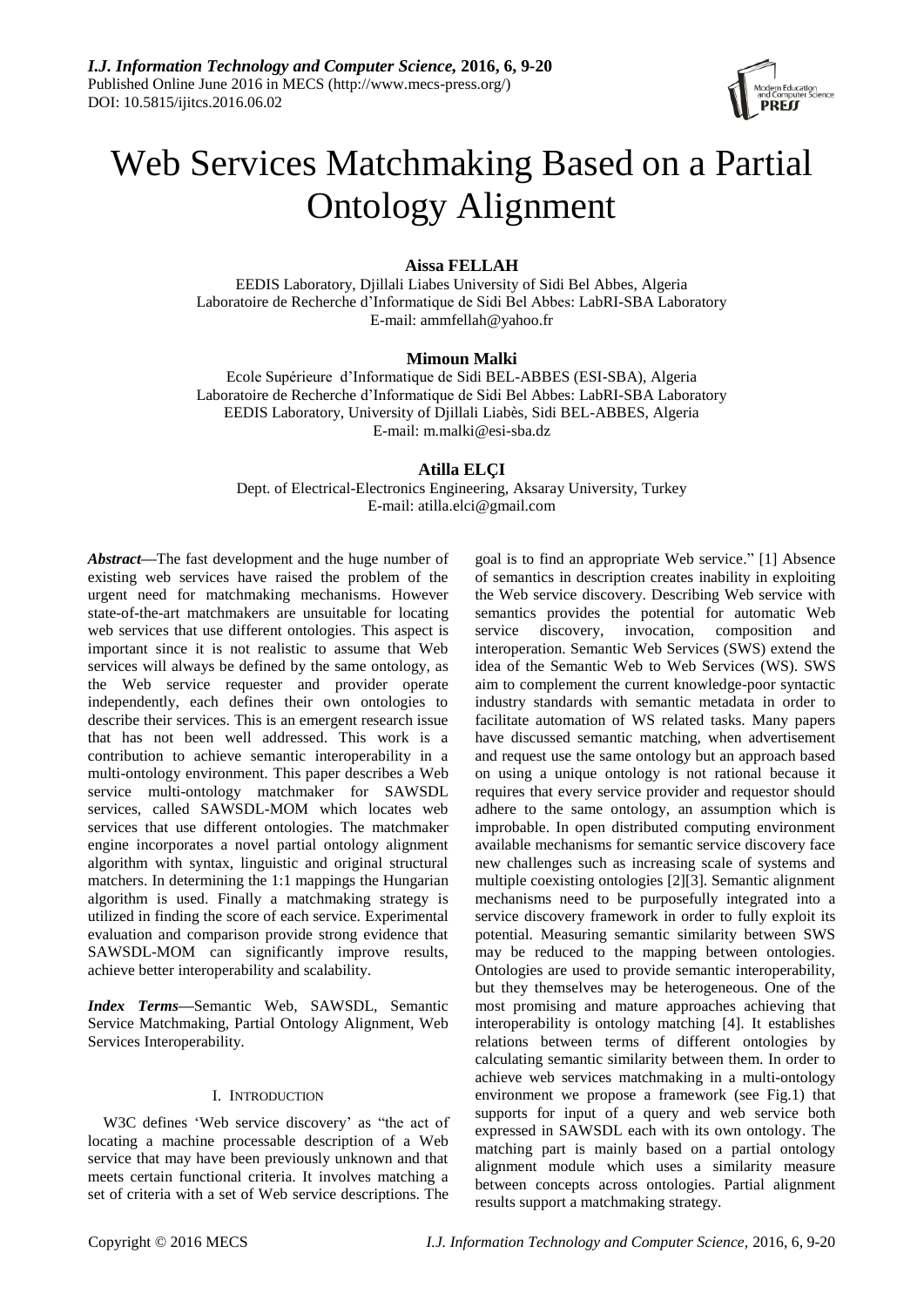# Web Services Matchmaking Based on a Partial Ontology Alignment

**Aissa FELLAH**

EEDIS Laboratory, Djillali Liabes University of Sidi Bel Abbes, Algeria
Laboratoire de Recherche d'Informatique de Sidi Bel Abbes: LabRI-SBA Laboratory
E-mail: ammfellah@yahoo.fr

**Mimoun Malki**

Ecole Supérieure d'Informatique de Sidi BEL-ABBES (ESI-SBA), Algeria
Laboratoire de Recherche d'Informatique de Sidi Bel Abbes: LabRI-SBA Laboratory
EEDIS Laboratory, University of Djillali Liabès, Sidi BEL-ABBES, Algeria
E-mail: m.malki@esi-sba.dz

**Atilla ELÇI**

Dept. of Electrical-Electronics Engineering, Aksaray University, Turkey
E-mail: atilla.elci@gmail.com

***Abstract*—**The fast development and the huge number of existing web services have raised the problem of the urgent need for matchmaking mechanisms. However state-of-the-art matchmakers are unsuitable for locating web services that use different ontologies. This aspect is important since it is not realistic to assume that Web services will always be defined by the same ontology, as the Web service requester and provider operate independently, each defines their own ontologies to describe their services. This is an emergent research issue that has not been well addressed. This work is a contribution to achieve semantic interoperability in a multi-ontology environment. This paper describes a Web service multi-ontology matchmaker for SAWSDL services, called SAWSDL-MOM which locates web services that use different ontologies. The matchmaker engine incorporates a novel partial ontology alignment algorithm with syntax, linguistic and original structural matchers. In determining the 1:1 mappings the Hungarian algorithm is used. Finally a matchmaking strategy is utilized in finding the score of each service. Experimental evaluation and comparison provide strong evidence that SAWSDL-MOM can significantly improve results, achieve better interoperability and scalability.

***Index Terms*—**Semantic Web, SAWSDL, Semantic Service Matchmaking, Partial Ontology Alignment, Web Services Interoperability.

## I. Introduction

W3C defines 'Web service discovery' as "the act of locating a machine processable description of a Web service that may have been previously unknown and that meets certain functional criteria. It involves matching a set of criteria with a set of Web service descriptions. The goal is to find an appropriate Web service." [1] Absence of semantics in description creates inability in exploiting the Web service discovery. Describing Web service with semantics provides the potential for automatic Web service discovery, invocation, composition and interoperation. Semantic Web Services (SWS) extend the idea of the Semantic Web to Web Services (WS). SWS aim to complement the current knowledge-poor syntactic industry standards with semantic metadata in order to facilitate automation of WS related tasks. Many papers have discussed semantic matching, when advertisement and request use the same ontology but an approach based on using a unique ontology is not rational because it requires that every service provider and requestor should adhere to the same ontology, an assumption which is improbable. In open distributed computing environment available mechanisms for semantic service discovery face new challenges such as increasing scale of systems and multiple coexisting ontologies [2][3]. Semantic alignment mechanisms need to be purposefully integrated into a service discovery framework in order to fully exploit its potential. Measuring semantic similarity between SWS may be reduced to the mapping between ontologies. Ontologies are used to provide semantic interoperability, but they themselves may be heterogeneous. One of the most promising and mature approaches achieving that interoperability is ontology matching [4]. It establishes relations between terms of different ontologies by calculating semantic similarity between them. In order to achieve web services matchmaking in a multi-ontology environment we propose a framework (see Fig.1) that supports for input of a query and web service both expressed in SAWSDL each with its own ontology. The matching part is mainly based on a partial ontology alignment module which uses a similarity measure between concepts across ontologies. Partial alignment results support a matchmaking strategy.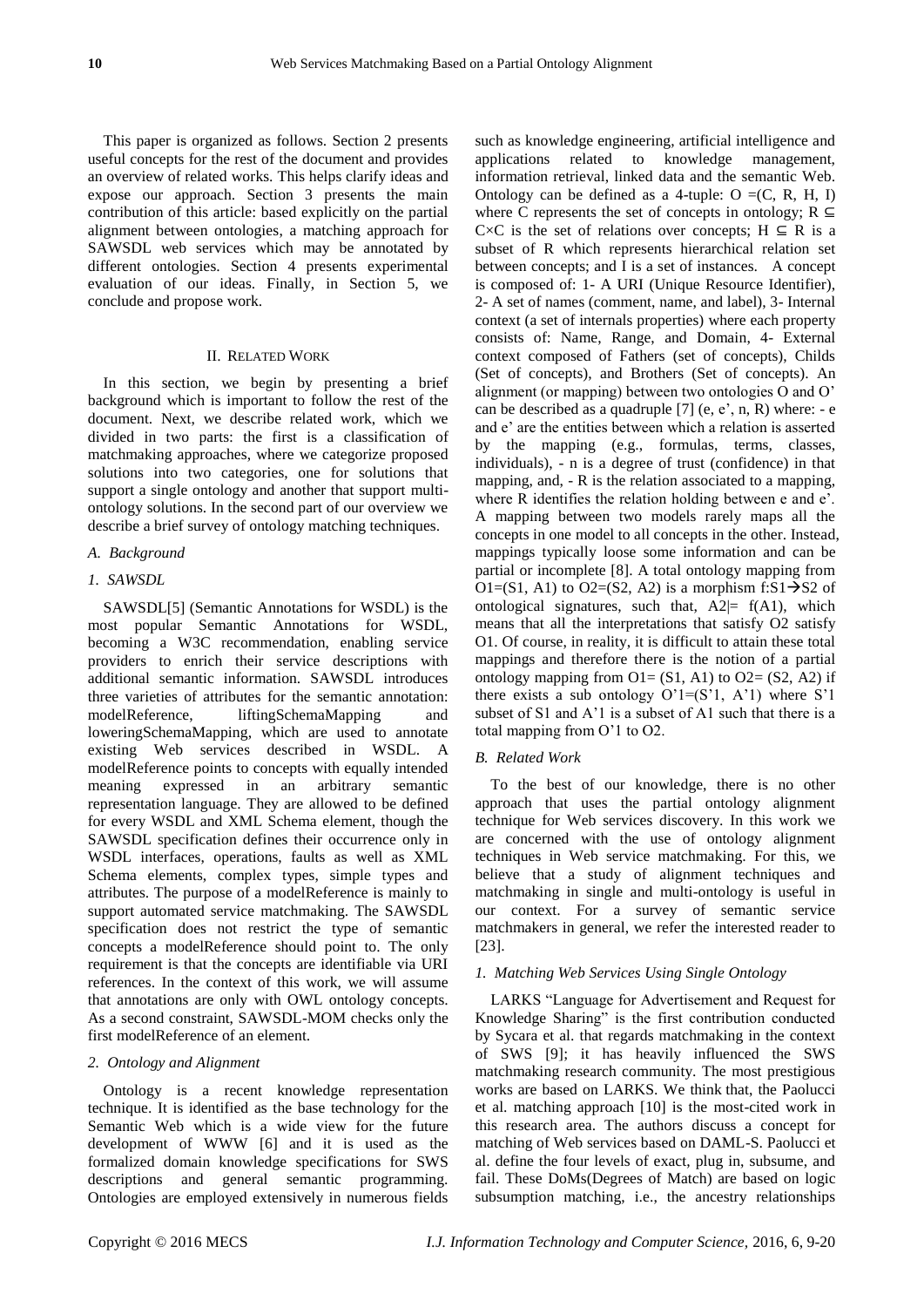This paper is organized as follows. Section 2 presents useful concepts for the rest of the document and provides an overview of related works. This helps clarify ideas and expose our approach. Section 3 presents the main contribution of this article: based explicitly on the partial alignment between ontologies, a matching approach for SAWSDL web services which may be annotated by different ontologies. Section 4 presents experimental evaluation of our ideas. Finally, in Section 5, we conclude and propose work.

## II. Related Work

In this section, we begin by presenting a brief background which is important to follow the rest of the document. Next, we describe related work, which we divided in two parts: the first is a classification of matchmaking approaches, where we categorize proposed solutions into two categories, one for solutions that support a single ontology and another that support multi-ontology solutions. In the second part of our overview we describe a brief survey of ontology matching techniques.

### *A. Background*

#### *1. SAWSDL*

SAWSDL[5] (Semantic Annotations for WSDL) is the most popular Semantic Annotations for WSDL, becoming a W3C recommendation, enabling service providers to enrich their service descriptions with additional semantic information. SAWSDL introduces three varieties of attributes for the semantic annotation: modelReference, liftingSchemaMapping and loweringSchemaMapping, which are used to annotate existing Web services described in WSDL. A modelReference points to concepts with equally intended meaning expressed in an arbitrary semantic representation language. They are allowed to be defined for every WSDL and XML Schema element, though the SAWSDL specification defines their occurrence only in WSDL interfaces, operations, faults as well as XML Schema elements, complex types, simple types and attributes. The purpose of a modelReference is mainly to support automated service matchmaking. The SAWSDL specification does not restrict the type of semantic concepts a modelReference should point to. The only requirement is that the concepts are identifiable via URI references. In the context of this work, we will assume that annotations are only with OWL ontology concepts. As a second constraint, SAWSDL-MOM checks only the first modelReference of an element.

#### *2. Ontology and Alignment*

Ontology is a recent knowledge representation technique. It is identified as the base technology for the Semantic Web which is a wide view for the future development of WWW [6] and it is used as the formalized domain knowledge specifications for SWS descriptions and general semantic programming. Ontologies are employed extensively in numerous fields such as knowledge engineering, artificial intelligence and applications related to knowledge management, information retrieval, linked data and the semantic Web. Ontology can be defined as a 4-tuple: $O = (C, R, H, I)$ where C represents the set of concepts in ontology; $R \subseteq C \times C$ is the set of relations over concepts; $H \subseteq R$ is a subset of R which represents hierarchical relation set between concepts; and I is a set of instances. A concept is composed of: 1- A URI (Unique Resource Identifier), 2- A set of names (comment, name, and label), 3- Internal context (a set of internals properties) where each property consists of: Name, Range, and Domain, 4- External context composed of Fathers (set of concepts), Childs (Set of concepts), and Brothers (Set of concepts). An alignment (or mapping) between two ontologies O and O' can be described as a quadruple [7] (e, e', n, R) where: - e and e' are the entities between which a relation is asserted by the mapping (e.g., formulas, terms, classes, individuals), - n is a degree of trust (confidence) in that mapping, and, - R is the relation associated to a mapping, where R identifies the relation holding between e and e'. A mapping between two models rarely maps all the concepts in one model to all concepts in the other. Instead, mappings typically loose some information and can be partial or incomplete [8]. A total ontology mapping from $O1=(S1, A1)$ to $O2=(S2, A2)$ is a morphism $f: S1 \rightarrow S2$ of ontological signatures, such that, $A2 \models f(A1)$, which means that all the interpretations that satisfy O2 satisfy O1. Of course, in reality, it is difficult to attain these total mappings and therefore there is the notion of a partial ontology mapping from $O1= (S1, A1)$ to $O2= (S2, A2)$ if there exists a sub ontology $O'1=(S'1, A'1)$ where S'1 subset of S1 and A'1 is a subset of A1 such that there is a total mapping from O'1 to O2.

### *B. Related Work*

To the best of our knowledge, there is no other approach that uses the partial ontology alignment technique for Web services discovery. In this work we are concerned with the use of ontology alignment techniques in Web service matchmaking. For this, we believe that a study of alignment techniques and matchmaking in single and multi-ontology is useful in our context. For a survey of semantic service matchmakers in general, we refer the interested reader to [23].

#### *1. Matching Web Services Using Single Ontology*

LARKS "Language for Advertisement and Request for Knowledge Sharing" is the first contribution conducted by Sycara et al. that regards matchmaking in the context of SWS [9]; it has heavily influenced the SWS matchmaking research community. The most prestigious works are based on LARKS. We think that, the Paolucci et al. matching approach [10] is the most-cited work in this research area. The authors discuss a concept for matching of Web services based on DAML-S. Paolucci et al. define the four levels of exact, plug in, subsume, and fail. These DoMs(Degrees of Match) are based on logic subsumption matching, i.e., the ancestry relationships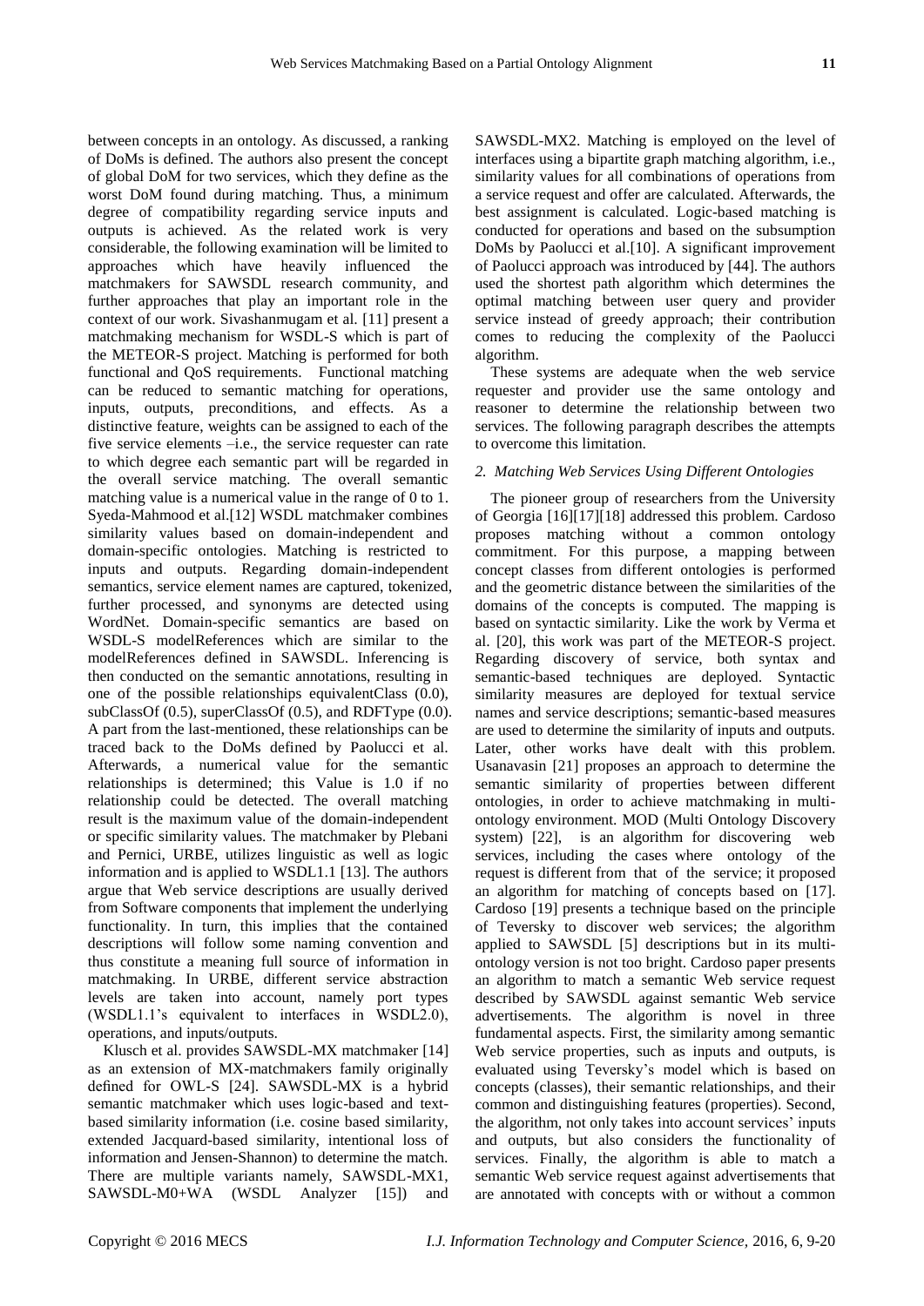between concepts in an ontology. As discussed, a ranking of DoMs is defined. The authors also present the concept of global DoM for two services, which they define as the worst DoM found during matching. Thus, a minimum degree of compatibility regarding service inputs and outputs is achieved. As the related work is very considerable, the following examination will be limited to approaches which have heavily influenced the matchmakers for SAWSDL research community, and further approaches that play an important role in the context of our work. Sivashanmugam et al. [11] present a matchmaking mechanism for WSDL-S which is part of the METEOR-S project. Matching is performed for both functional and QoS requirements. Functional matching can be reduced to semantic matching for operations, inputs, outputs, preconditions, and effects. As a distinctive feature, weights can be assigned to each of the five service elements –i.e., the service requester can rate to which degree each semantic part will be regarded in the overall service matching. The overall semantic matching value is a numerical value in the range of 0 to 1. Syeda-Mahmood et al.[12] WSDL matchmaker combines similarity values based on domain-independent and domain-specific ontologies. Matching is restricted to inputs and outputs. Regarding domain-independent semantics, service element names are captured, tokenized, further processed, and synonyms are detected using WordNet. Domain-specific semantics are based on WSDL-S modelReferences which are similar to the modelReferences defined in SAWSDL. Inferencing is then conducted on the semantic annotations, resulting in one of the possible relationships equivalentClass (0.0), subClassOf (0.5), superClassOf (0.5), and RDFType (0.0). A part from the last-mentioned, these relationships can be traced back to the DoMs defined by Paolucci et al. Afterwards, a numerical value for the semantic relationships is determined; this Value is 1.0 if no relationship could be detected. The overall matching result is the maximum value of the domain-independent or specific similarity values. The matchmaker by Plebani and Pernici, URBE, utilizes linguistic as well as logic information and is applied to WSDL1.1 [13]. The authors argue that Web service descriptions are usually derived from Software components that implement the underlying functionality. In turn, this implies that the contained descriptions will follow some naming convention and thus constitute a meaning full source of information in matchmaking. In URBE, different service abstraction levels are taken into account, namely port types (WSDL1.1's equivalent to interfaces in WSDL2.0), operations, and inputs/outputs.

Klusch et al. provides SAWSDL-MX matchmaker [14] as an extension of MX-matchmakers family originally defined for OWL-S [24]. SAWSDL-MX is a hybrid semantic matchmaker which uses logic-based and text-based similarity information (i.e. cosine based similarity, extended Jacquard-based similarity, intentional loss of information and Jensen-Shannon) to determine the match. There are multiple variants namely, SAWSDL-MX1, SAWSDL-M0+WA (WSDL Analyzer [15]) and SAWSDL-MX2. Matching is employed on the level of interfaces using a bipartite graph matching algorithm, i.e., similarity values for all combinations of operations from a service request and offer are calculated. Afterwards, the best assignment is calculated. Logic-based matching is conducted for operations and based on the subsumption DoMs by Paolucci et al.[10]. A significant improvement of Paolucci approach was introduced by [44]. The authors used the shortest path algorithm which determines the optimal matching between user query and provider service instead of greedy approach; their contribution comes to reducing the complexity of the Paolucci algorithm.

These systems are adequate when the web service requester and provider use the same ontology and reasoner to determine the relationship between two services. The following paragraph describes the attempts to overcome this limitation.

### *2. Matching Web Services Using Different Ontologies*

The pioneer group of researchers from the University of Georgia [16][17][18] addressed this problem. Cardoso proposes matching without a common ontology commitment. For this purpose, a mapping between concept classes from different ontologies is performed and the geometric distance between the similarities of the domains of the concepts is computed. The mapping is based on syntactic similarity. Like the work by Verma et al. [20], this work was part of the METEOR-S project. Regarding discovery of service, both syntax and semantic-based techniques are deployed. Syntactic similarity measures are deployed for textual service names and service descriptions; semantic-based measures are used to determine the similarity of inputs and outputs. Later, other works have dealt with this problem. Usanavasin [21] proposes an approach to determine the semantic similarity of properties between different ontologies, in order to achieve matchmaking in multi-ontology environment. MOD (Multi Ontology Discovery system) [22], is an algorithm for discovering web services, including the cases where ontology of the request is different from that of the service; it proposed an algorithm for matching of concepts based on [17]. Cardoso [19] presents a technique based on the principle of Teversky to discover web services; the algorithm applied to SAWSDL [5] descriptions but in its multi-ontology version is not too bright. Cardoso paper presents an algorithm to match a semantic Web service request described by SAWSDL against semantic Web service advertisements. The algorithm is novel in three fundamental aspects. First, the similarity among semantic Web service properties, such as inputs and outputs, is evaluated using Teversky's model which is based on concepts (classes), their semantic relationships, and their common and distinguishing features (properties). Second, the algorithm, not only takes into account services' inputs and outputs, but also considers the functionality of services. Finally, the algorithm is able to match a semantic Web service request against advertisements that are annotated with concepts with or without a common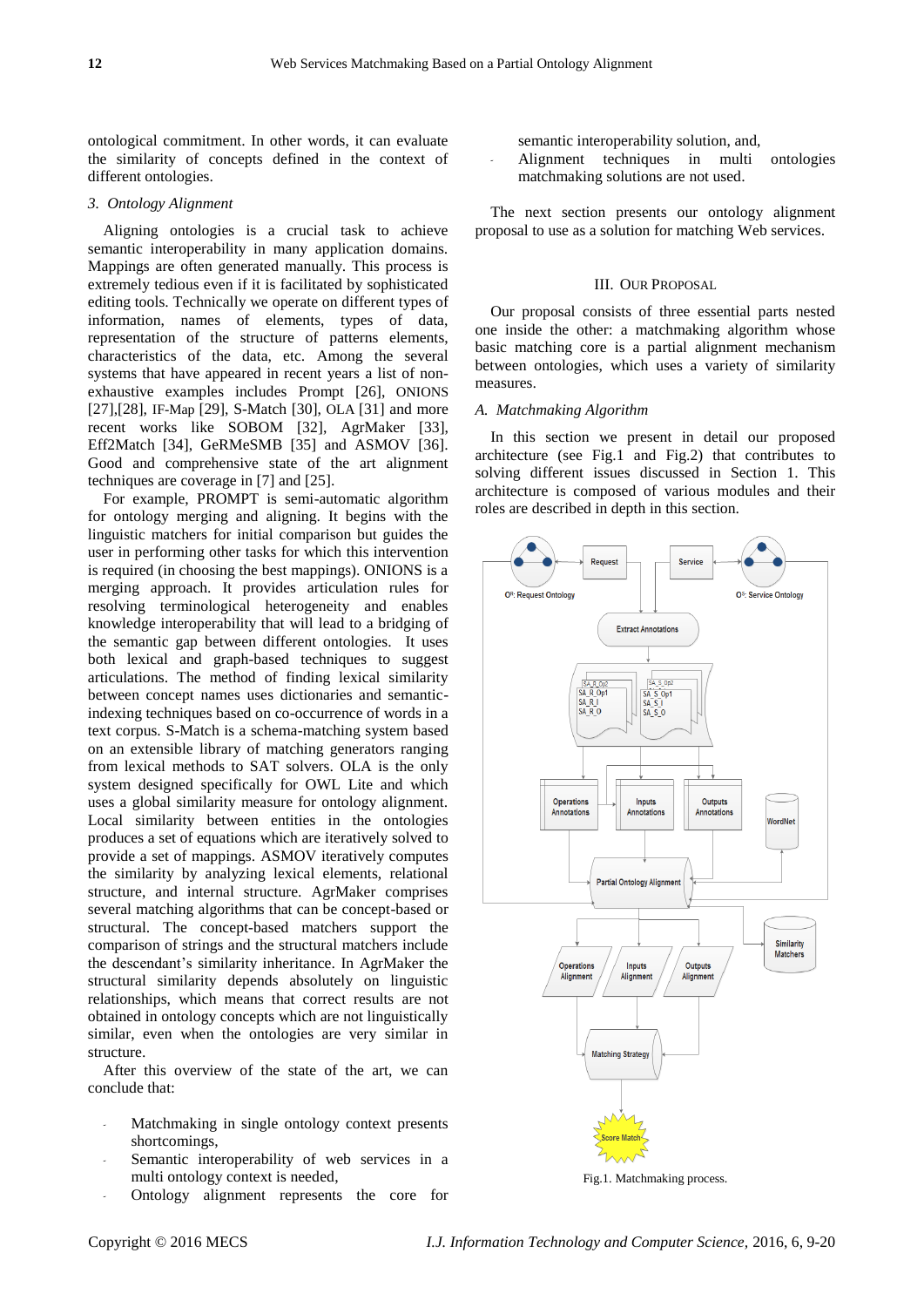ontological commitment. In other words, it can evaluate the similarity of concepts defined in the context of different ontologies.

### 3. Ontology Alignment

Aligning ontologies is a crucial task to achieve semantic interoperability in many application domains. Mappings are often generated manually. This process is extremely tedious even if it is facilitated by sophisticated editing tools. Technically we operate on different types of information, names of elements, types of data, representation of the structure of patterns elements, characteristics of the data, etc. Among the several systems that have appeared in recent years a list of non-exhaustive examples includes Prompt [26], ONIONS [27],[28], IF-Map [29], S-Match [30], OLA [31] and more recent works like SOBOM [32], AgrMaker [33], Eff2Match [34], GeRMeSMB [35] and ASMOV [36]. Good and comprehensive state of the art alignment techniques are coverage in [7] and [25].

For example, PROMPT is semi-automatic algorithm for ontology merging and aligning. It begins with the linguistic matchers for initial comparison but guides the user in performing other tasks for which this intervention is required (in choosing the best mappings). ONIONS is a merging approach. It provides articulation rules for resolving terminological heterogeneity and enables knowledge interoperability that will lead to a bridging of the semantic gap between different ontologies. It uses both lexical and graph-based techniques to suggest articulations. The method of finding lexical similarity between concept names uses dictionaries and semantic-indexing techniques based on co-occurrence of words in a text corpus. S-Match is a schema-matching system based on an extensible library of matching generators ranging from lexical methods to SAT solvers. OLA is the only system designed specifically for OWL Lite and which uses a global similarity measure for ontology alignment. Local similarity between entities in the ontologies produces a set of equations which are iteratively solved to provide a set of mappings. ASMOV iteratively computes the similarity by analyzing lexical elements, relational structure, and internal structure. AgrMaker comprises several matching algorithms that can be concept-based or structural. The concept-based matchers support the comparison of strings and the structural matchers include the descendant's similarity inheritance. In AgrMaker the structural similarity depends absolutely on linguistic relationships, which means that correct results are not obtained in ontology concepts which are not linguistically similar, even when the ontologies are very similar in structure.

After this overview of the state of the art, we can conclude that:

- Matchmaking in single ontology context presents shortcomings,
- Semantic interoperability of web services in a multi ontology context is needed,
- Ontology alignment represents the core for semantic interoperability solution, and,
- Alignment techniques in multi ontologies matchmaking solutions are not used.

The next section presents our ontology alignment proposal to use as a solution for matching Web services.

## III. Our Proposal

Our proposal consists of three essential parts nested one inside the other: a matchmaking algorithm whose basic matching core is a partial alignment mechanism between ontologies, which uses a variety of similarity measures.

### A. Matchmaking Algorithm

In this section we present in detail our proposed architecture (see Fig.1 and Fig.2) that contributes to solving different issues discussed in Section 1. This architecture is composed of various modules and their roles are described in depth in this section.

Fig.1. Matchmaking process.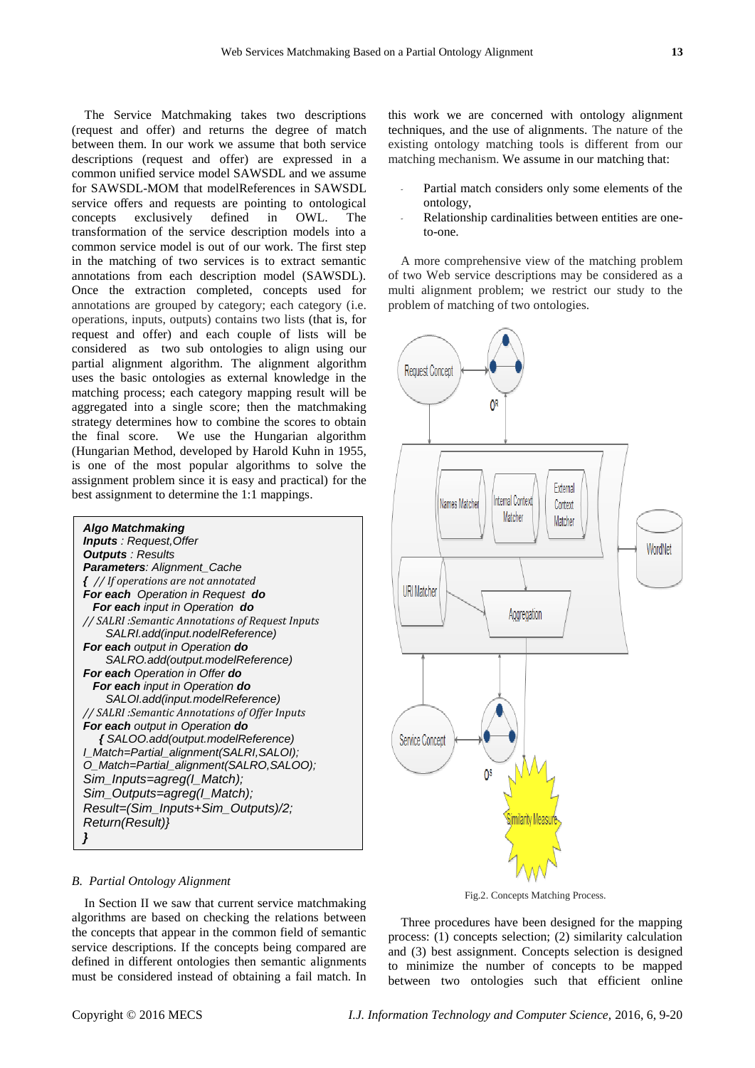The Service Matchmaking takes two descriptions (request and offer) and returns the degree of match between them. In our work we assume that both service descriptions (request and offer) are expressed in a common unified service model SAWSDL and we assume for SAWSDL-MOM that modelReferences in SAWSDL service offers and requests are pointing to ontological concepts exclusively defined in OWL. The transformation of the service description models into a common service model is out of our work. The first step in the matching of two services is to extract semantic annotations from each description model (SAWSDL). Once the extraction completed, concepts used for annotations are grouped by category; each category (i.e. operations, inputs, outputs) contains two lists (that is, for request and offer) and each couple of lists will be considered as two sub ontologies to align using our partial alignment algorithm. The alignment algorithm uses the basic ontologies as external knowledge in the matching process; each category mapping result will be aggregated into a single score; then the matchmaking strategy determines how to combine the scores to obtain the final score. We use the Hungarian algorithm (Hungarian Method, developed by Harold Kuhn in 1955, is one of the most popular algorithms to solve the assignment problem since it is easy and practical) for the best assignment to determine the 1:1 mappings.

```
Algo Matchmaking
Inputs : Request,Offer
Outputs : Results
Parameters: Alignment_Cache
{ // If operations are not annotated
For each Operation in Request do
  For each input in Operation do
// SALRI :Semantic Annotations of Request Inputs
      SALRI.add(input.nodelReference)
For each output in Operation do
      SALRO.add(output.modelReference)
For each Operation in Offer do
  For each input in Operation do
      SALOI.add(input.modelReference)
// SALRI :Semantic Annotations of Offer Inputs
For each output in Operation do
    { SALOO.add(output.modelReference)
I_Match=Partial_alignment(SALRI,SALOI);
O_Match=Partial_alignment(SALRO,SALOO);
Sim_Inputs=agreg(I_Match);
Sim_Outputs=agreg(I_Match);
Result=(Sim_Inputs+Sim_Outputs)/2;
Return(Result)}
}
```

### B. Partial Ontology Alignment

In Section II we saw that current service matchmaking algorithms are based on checking the relations between the concepts that appear in the common field of semantic service descriptions. If the concepts being compared are defined in different ontologies then semantic alignments must be considered instead of obtaining a fail match. In this work we are concerned with ontology alignment techniques, and the use of alignments. The nature of the existing ontology matching tools is different from our matching mechanism. We assume in our matching that:

- Partial match considers only some elements of the ontology,
- Relationship cardinalities between entities are one-to-one.

A more comprehensive view of the matching problem of two Web service descriptions may be considered as a multi alignment problem; we restrict our study to the problem of matching of two ontologies.

Fig.2. Concepts Matching Process.

Three procedures have been designed for the mapping process: (1) concepts selection; (2) similarity calculation and (3) best assignment. Concepts selection is designed to minimize the number of concepts to be mapped between two ontologies such that efficient online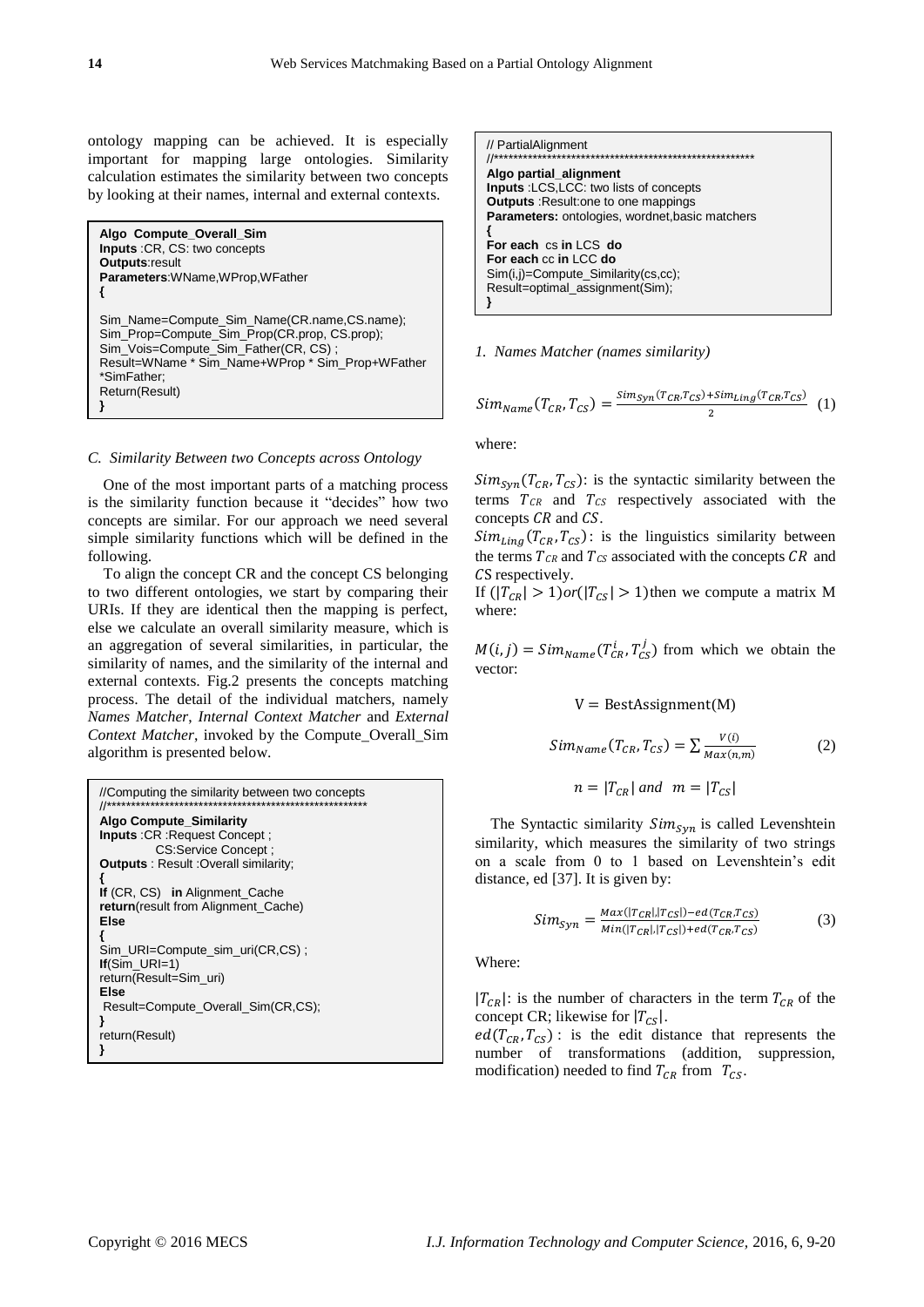ontology mapping can be achieved. It is especially important for mapping large ontologies. Similarity calculation estimates the similarity between two concepts by looking at their names, internal and external contexts.

```
Algo Compute_Overall_Sim
Inputs :CR, CS: two concepts
Outputs:result
Parameters:WName,WProp,WFather
{

Sim_Name=Compute_Sim_Name(CR.name,CS.name);
Sim_Prop=Compute_Sim_Prop(CR.prop, CS.prop);
Sim_Vois=Compute_Sim_Father(CR, CS) ;
Result=WName * Sim_Name+WProp * Sim_Prop+WFather
*SimFather;
Return(Result)
}
```

### *C. Similarity Between two Concepts across Ontology*

One of the most important parts of a matching process is the similarity function because it "decides" how two concepts are similar. For our approach we need several simple similarity functions which will be defined in the following.

To align the concept CR and the concept CS belonging to two different ontologies, we start by comparing their URIs. If they are identical then the mapping is perfect, else we calculate an overall similarity measure, which is an aggregation of several similarities, in particular, the similarity of names, and the similarity of the internal and external contexts. Fig.2 presents the concepts matching process. The detail of the individual matchers, namely *Names Matcher*, *Internal Context Matcher* and *External Context Matcher*, invoked by the Compute_Overall_Sim algorithm is presented below.

```
//Computing the similarity between two concepts
//*****************************************************
Algo Compute_Similarity
Inputs :CR :Request Concept ;
        CS:Service Concept ;
Outputs : Result :Overall similarity;
{
If (CR, CS)  in Alignment_Cache
return(result from Alignment_Cache)
Else
{
Sim_URI=Compute_sim_uri(CR,CS) ;
If(Sim_URI=1)
return(Result=Sim_uri)
Else
 Result=Compute_Overall_Sim(CR,CS);
}
return(Result)
}
```

```
// PartialAlignment
//*****************************************************
Algo partial_alignment
Inputs :LCS,LCC: two lists of concepts
Outputs :Result:one to one mappings
Parameters: ontologies, wordnet,basic matchers
{
For each  cs in LCS  do
For each cc in LCC do
Sim(i,j)=Compute_Similarity(cs,cc);
Result=optimal_assignment(Sim);
}
```

*1. Names Matcher (names similarity)*

$$Sim_{Name}(T_{CR}, T_{CS}) = \frac{Sim_{Syn}(T_{CR}, T_{CS}) + Sim_{Ling}(T_{CR}, T_{CS})}{2} \quad (1)$$

where:

$Sim_{Syn}(T_{CR}, T_{CS})$: is the syntactic similarity between the terms $T_{CR}$ and $T_{CS}$ respectively associated with the concepts $CR$ and $CS$.

$Sim_{Ling}(T_{CR}, T_{CS})$: is the linguistics similarity between the terms $T_{CR}$ and $T_{CS}$ associated with the concepts $CR$ and $CS$ respectively.

If $(|T_{CR}| > 1) or (|T_{CS}| > 1)$ then we compute a matrix M where:

$M(i,j) = Sim_{Name}(T_{CR}^{i}, T_{CS}^{j})$ from which we obtain the vector:

$$V = \text{BestAssignment}(M)$$

$$Sim_{Name}(T_{CR}, T_{CS}) = \sum \frac{V(i)}{Max(n,m)} \quad (2)$$

$$n = |T_{CR}| \text{ and } m = |T_{CS}|$$

The Syntactic similarity $Sim_{Syn}$ is called Levenshtein similarity, which measures the similarity of two strings on a scale from 0 to 1 based on Levenshtein's edit distance, ed [37]. It is given by:

$$Sim_{Syn} = \frac{Max(|T_{CR}|,|T_{CS}|) - ed(T_{CR}, T_{CS})}{Min(|T_{CR}|,|T_{CS}|) + ed(T_{CR}, T_{CS})} \quad (3)$$

Where:

$|T_{CR}|$: is the number of characters in the term $T_{CR}$ of the concept CR; likewise for $|T_{CS}|$.

$ed(T_{CR}, T_{CS})$ : is the edit distance that represents the number of transformations (addition, suppression, modification) needed to find $T_{CR}$ from $T_{CS}$.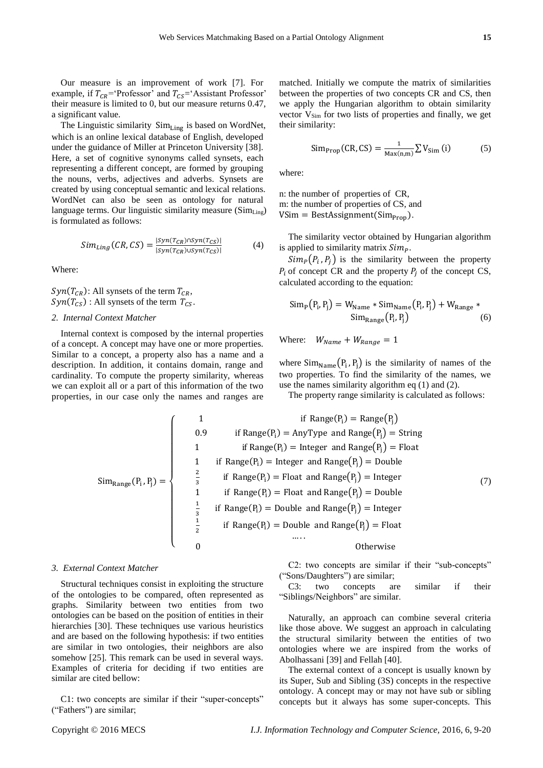Our measure is an improvement of work [7]. For example, if $T_{CR}$='Professor' and $T_{CS}$='Assistant Professor' their measure is limited to 0, but our measure returns 0.47, a significant value.

The Linguistic similarity $\text{Sim}_{\text{Ling}}$ is based on WordNet, which is an online lexical database of English, developed under the guidance of Miller at Princeton University [38]. Here, a set of cognitive synonyms called synsets, each representing a different concept, are formed by grouping the nouns, verbs, adjectives and adverbs. Synsets are created by using conceptual semantic and lexical relations. WordNet can also be seen as ontology for natural language terms. Our linguistic similarity measure ($\text{Sim}_{\text{Ling}}$) is formulated as follows:

$$Sim_{Ling}(CR, CS) = \frac{|Syn(T_{CR}) \cap Syn(T_{CS})|}{|Syn(T_{CR}) \cup Syn(T_{CS})|} \tag{4}$$

Where:

$Syn(T_{CR})$: All synsets of the term $T_{CR}$,
$Syn(T_{CS})$ : All synsets of the term $T_{CS}$.

### 2. Internal Context Matcher

Internal context is composed by the internal properties of a concept. A concept may have one or more properties. Similar to a concept, a property also has a name and a description. In addition, it contains domain, range and cardinality. To compute the property similarity, whereas we can exploit all or a part of this information of the two properties, in our case only the names and ranges are matched. Initially we compute the matrix of similarities between the properties of two concepts CR and CS, then we apply the Hungarian algorithm to obtain similarity vector $V_{\text{Sim}}$ for two lists of properties and finally, we get their similarity:

$$\text{Sim}_{\text{Prop}}(\text{CR}, \text{CS}) = \frac{1}{\text{Max}(n,m)} \sum V_{\text{Sim}}(i) \tag{5}$$

where:

n: the number of properties of CR,
m: the number of properties of CS, and
$\text{VSim} = \text{BestAssignment}(\text{Sim}_{\text{Prop}})$.

The similarity vector obtained by Hungarian algorithm is applied to similarity matrix $Sim_P$.

$Sim_P(P_i, P_j)$ is the similarity between the property $P_i$ of concept CR and the property $P_j$ of the concept CS, calculated according to the equation:

$$\text{Sim}_{\text{P}}(\text{P}_i, \text{P}_j) = \text{W}_{\text{Name}} * \text{Sim}_{\text{Name}}(\text{P}_i, \text{P}_j) + \text{W}_{\text{Range}} * \text{Sim}_{\text{Range}}(\text{P}_i, \text{P}_j) \tag{6}$$

Where: $W_{Name} + W_{Range} = 1$

where $\text{Sim}_{\text{Name}}(\text{P}_i, \text{P}_j)$ is the similarity of names of the two properties. To find the similarity of the names, we use the names similarity algorithm eq (1) and (2).

The property range similarity is calculated as follows:

$$\text{Sim}_{\text{Range}}(\text{P}_i, \text{P}_j) = \begin{cases} 1 & \text{if } \text{Range}(\text{P}_i) = \text{Range}(\text{P}_j) \\ 0.9 & \text{if } \text{Range}(\text{P}_i) = \text{AnyType and } \text{Range}(\text{P}_j) = \text{String} \\ 1 & \text{if } \text{Range}(\text{P}_i) = \text{Integer and } \text{Range}(\text{P}_j) = \text{Float} \\ 1 & \text{if } \text{Range}(\text{P}_i) = \text{Integer and } \text{Range}(\text{P}_j) = \text{Double} \\ \frac{2}{3} & \text{if } \text{Range}(\text{P}_i) = \text{Float and } \text{Range}(\text{P}_j) = \text{Integer} \\ 1 & \text{if } \text{Range}(\text{P}_i) = \text{Float and } \text{Range}(\text{P}_j) = \text{Double} \\ \frac{1}{3} & \text{if } \text{Range}(\text{P}_i) = \text{Double and } \text{Range}(\text{P}_j) = \text{Integer} \\ \frac{1}{2} & \text{if } \text{Range}(\text{P}_i) = \text{Double and } \text{Range}(\text{P}_j) = \text{Float} \\ & \dots. \\ 0 & \text{Otherwise} \end{cases} \tag{7}$$

### 3. External Context Matcher

Structural techniques consist in exploiting the structure of the ontologies to be compared, often represented as graphs. Similarity between two entities from two ontologies can be based on the position of entities in their hierarchies [30]. These techniques use various heuristics and are based on the following hypothesis: if two entities are similar in two ontologies, their neighbors are also somehow [25]. This remark can be used in several ways. Examples of criteria for deciding if two entities are similar are cited bellow:

C1: two concepts are similar if their "super-concepts" ("Fathers") are similar;

C2: two concepts are similar if their "sub-concepts" ("Sons/Daughters") are similar;

C3: two concepts are similar if their "Siblings/Neighbors" are similar.

Naturally, an approach can combine several criteria like those above. We suggest an approach in calculating the structural similarity between the entities of two ontologies where we are inspired from the works of Abolhassani [39] and Fellah [40].

The external context of a concept is usually known by its Super, Sub and Sibling (3S) concepts in the respective ontology. A concept may or may not have sub or sibling concepts but it always has some super-concepts. This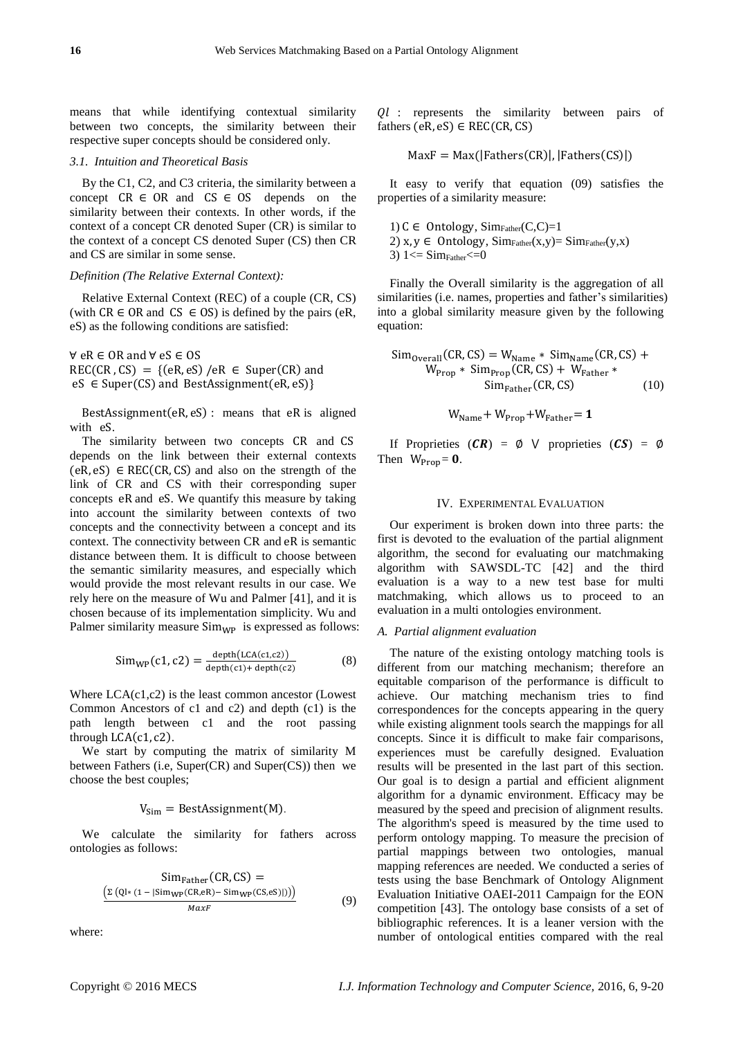means that while identifying contextual similarity between two concepts, the similarity between their respective super concepts should be considered only.

### 3.1. Intuition and Theoretical Basis

By the C1, C2, and C3 criteria, the similarity between a concept $CR \in OR$ and $CS \in OS$ depends on the similarity between their contexts. In other words, if the context of a concept CR denoted Super (CR) is similar to the context of a concept CS denoted Super (CS) then CR and CS are similar in some sense.

*Definition (The Relative External Context):*

Relative External Context (REC) of a couple (CR, CS) (with $CR \in OR$ and $CS \in OS$) is defined by the pairs (eR, eS) as the following conditions are satisfied:

$\forall$ eR $\in$ OR and $\forall$ eS $\in$ OS
$REC(CR, CS) = \{(eR, eS) / eR \in Super(CR)$ and $eS \in Super(CS)$ and $BestAssignment(eR, eS)\}$

$BestAssignment(eR, eS)$ : means that eR is aligned with eS.

The similarity between two concepts CR and CS depends on the link between their external contexts $(eR, eS) \in REC(CR, CS)$ and also on the strength of the link of CR and CS with their corresponding super concepts eR and eS. We quantify this measure by taking into account the similarity between contexts of two concepts and the connectivity between a concept and its context. The connectivity between CR and eR is semantic distance between them. It is difficult to choose between the semantic similarity measures, and especially which would provide the most relevant results in our case. We rely here on the measure of Wu and Palmer [41], and it is chosen because of its implementation simplicity. Wu and Palmer similarity measure $Sim_{WP}$ is expressed as follows:

$$Sim_{WP}(c1, c2) = \frac{depth(LCA(c1,c2))}{depth(c1) + depth(c2)} \qquad (8)$$

Where LCA(c1,c2) is the least common ancestor (Lowest Common Ancestors of c1 and c2) and depth (c1) is the path length between c1 and the root passing through $LCA(c1, c2)$.

We start by computing the matrix of similarity M between Fathers (i.e, Super(CR) and Super(CS)) then we choose the best couples;

$$V_{Sim} = BestAssignment(M).$$

We calculate the similarity for fathers across ontologies as follows:

$$Sim_{Father}(CR, CS) = \frac{\left(\Sigma \left(Ql * \left(1 - |Sim_{WP}(CR,eR) - Sim_{WP}(CS,eS)|\right)\right)\right)}{MaxF} \qquad (9)$$

where:

$Ql$ : represents the similarity between pairs of fathers $(eR, eS) \in REC(CR, CS)$

$$MaxF = Max(|Fathers(CR)|, |Fathers(CS)|)$$

It easy to verify that equation (09) satisfies the properties of a similarity measure:

1) $C \in$ Ontology, $Sim_{Father}(C,C)=1$
2) $x, y \in$ Ontology, $Sim_{Father}(x,y) = Sim_{Father}(y,x)$
3) $1 <= Sim_{Father} <= 0$

Finally the Overall similarity is the aggregation of all similarities (i.e. names, properties and father's similarities) into a global similarity measure given by the following equation:

$$Sim_{Overall}(CR, CS) = W_{Name} * Sim_{Name}(CR, CS) + W_{Prop} * Sim_{Prop}(CR, CS) + W_{Father} * Sim_{Father}(CR, CS) \qquad (10)$$

$$W_{Name} + W_{Prop} + W_{Father} = \mathbf{1}$$

If Proprieties $(\boldsymbol{CR}) = \emptyset \lor$ proprieties $(\boldsymbol{CS}) = \emptyset$ Then $W_{Prop} = \mathbf{0}$.

## IV. Experimental Evaluation

Our experiment is broken down into three parts: the first is devoted to the evaluation of the partial alignment algorithm, the second for evaluating our matchmaking algorithm with SAWSDL-TC [42] and the third evaluation is a way to a new test base for multi matchmaking, which allows us to proceed to an evaluation in a multi ontologies environment.

### A. Partial alignment evaluation

The nature of the existing ontology matching tools is different from our matching mechanism; therefore an equitable comparison of the performance is difficult to achieve. Our matching mechanism tries to find correspondences for the concepts appearing in the query while existing alignment tools search the mappings for all concepts. Since it is difficult to make fair comparisons, experiences must be carefully designed. Evaluation results will be presented in the last part of this section. Our goal is to design a partial and efficient alignment algorithm for a dynamic environment. Efficacy may be measured by the speed and precision of alignment results. The algorithm's speed is measured by the time used to perform ontology mapping. To measure the precision of partial mappings between two ontologies, manual mapping references are needed. We conducted a series of tests using the base Benchmark of Ontology Alignment Evaluation Initiative OAEI-2011 Campaign for the EON competition [43]. The ontology base consists of a set of bibliographic references. It is a leaner version with the number of ontological entities compared with the real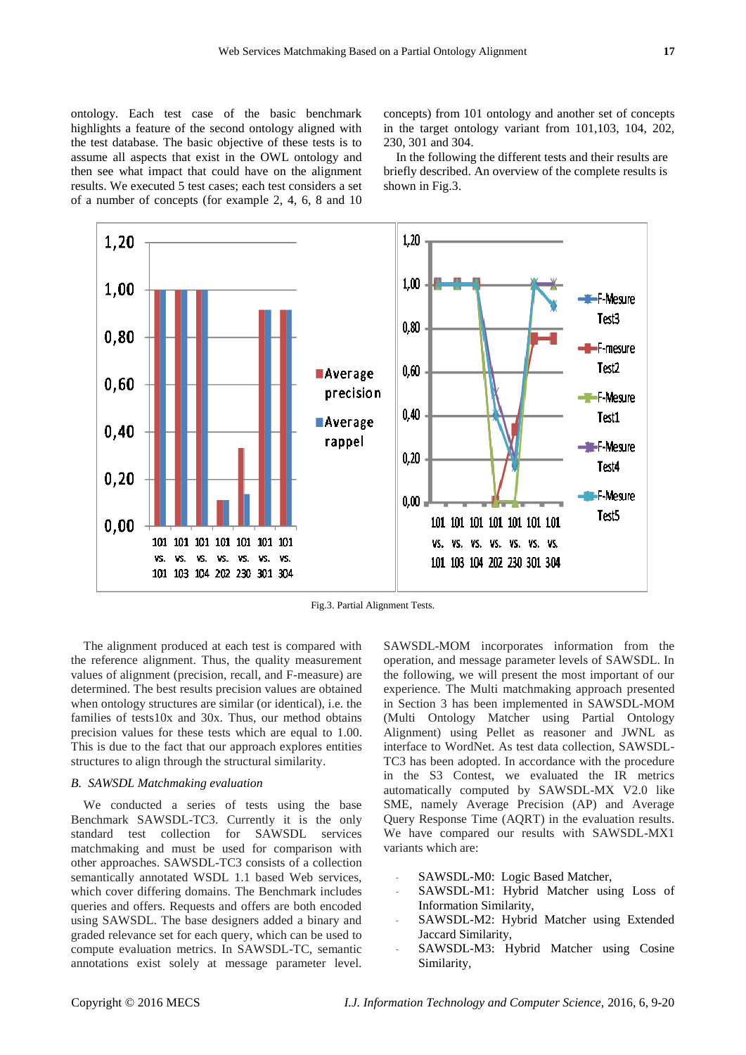ontology. Each test case of the basic benchmark highlights a feature of the second ontology aligned with the test database. The basic objective of these tests is to assume all aspects that exist in the OWL ontology and then see what impact that could have on the alignment results. We executed 5 test cases; each test considers a set of a number of concepts (for example 2, 4, 6, 8 and 10 concepts) from 101 ontology and another set of concepts in the target ontology variant from 101,103, 104, 202, 230, 301 and 304.

In the following the different tests and their results are briefly described. An overview of the complete results is shown in Fig.3.

Fig.3. Partial Alignment Tests.

The alignment produced at each test is compared with the reference alignment. Thus, the quality measurement values of alignment (precision, recall, and F-measure) are determined. The best results precision values are obtained when ontology structures are similar (or identical), i.e. the families of tests10x and 30x. Thus, our method obtains precision values for these tests which are equal to 1.00. This is due to the fact that our approach explores entities structures to align through the structural similarity.

### B. SAWSDL Matchmaking evaluation

We conducted a series of tests using the base Benchmark SAWSDL-TC3. Currently it is the only standard test collection for SAWSDL services matchmaking and must be used for comparison with other approaches. SAWSDL-TC3 consists of a collection semantically annotated WSDL 1.1 based Web services, which cover differing domains. The Benchmark includes queries and offers. Requests and offers are both encoded using SAWSDL. The base designers added a binary and graded relevance set for each query, which can be used to compute evaluation metrics. In SAWSDL-TC, semantic annotations exist solely at message parameter level. SAWSDL-MOM incorporates information from the operation, and message parameter levels of SAWSDL. In the following, we will present the most important of our experience. The Multi matchmaking approach presented in Section 3 has been implemented in SAWSDL-MOM (Multi Ontology Matcher using Partial Ontology Alignment) using Pellet as reasoner and JWNL as interface to WordNet. As test data collection, SAWSDL-TC3 has been adopted. In accordance with the procedure in the S3 Contest, we evaluated the IR metrics automatically computed by SAWSDL-MX V2.0 like SME, namely Average Precision (AP) and Average Query Response Time (AQRT) in the evaluation results. We have compared our results with SAWSDL-MX1 variants which are:

- SAWSDL-M0: Logic Based Matcher,
- SAWSDL-M1: Hybrid Matcher using Loss of Information Similarity,
- SAWSDL-M2: Hybrid Matcher using Extended Jaccard Similarity,
- SAWSDL-M3: Hybrid Matcher using Cosine Similarity,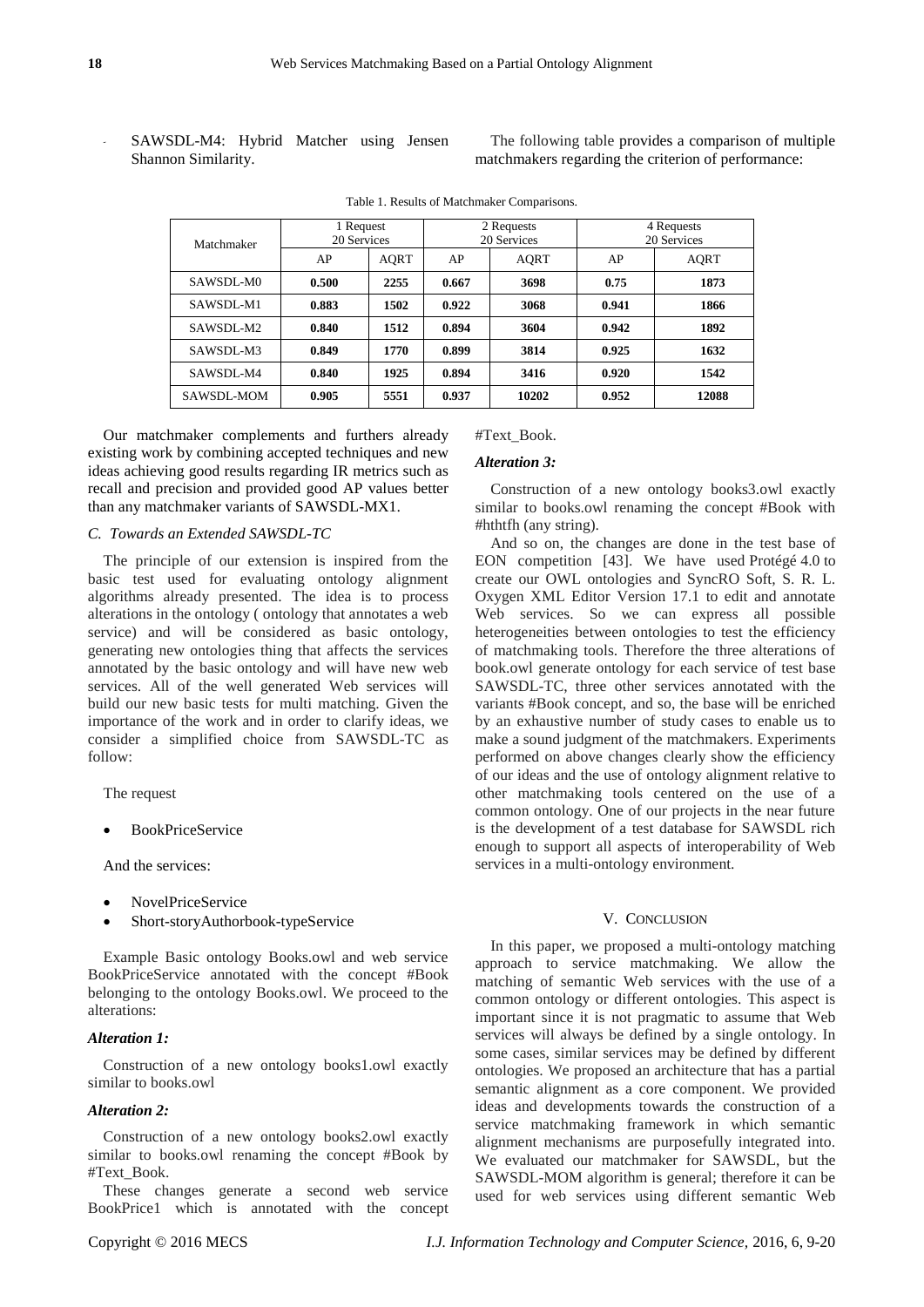- SAWSDL-M4: Hybrid Matcher using Jensen Shannon Similarity.

The following table provides a comparison of multiple matchmakers regarding the criterion of performance:

Table 1. Results of Matchmaker Comparisons.

| Matchmaker | 1 Request 20 Services | | 2 Requests 20 Services | | 4 Requests 20 Services | |
|---|---|---|---|---|---|---|
| | AP | AQRT | AP | AQRT | AP | AQRT |
| SAWSDL-M0 | **0.500** | **2255** | **0.667** | **3698** | **0.75** | **1873** |
| SAWSDL-M1 | **0.883** | **1502** | **0.922** | **3068** | **0.941** | **1866** |
| SAWSDL-M2 | **0.840** | **1512** | **0.894** | **3604** | **0.942** | **1892** |
| SAWSDL-M3 | **0.849** | **1770** | **0.899** | **3814** | **0.925** | **1632** |
| SAWSDL-M4 | **0.840** | **1925** | **0.894** | **3416** | **0.920** | **1542** |
| SAWSDL-MOM | **0.905** | **5551** | **0.937** | **10202** | **0.952** | **12088** |

Our matchmaker complements and furthers already existing work by combining accepted techniques and new ideas achieving good results regarding IR metrics such as recall and precision and provided good AP values better than any matchmaker variants of SAWSDL-MX1.

### *C. Towards an Extended SAWSDL-TC*

The principle of our extension is inspired from the basic test used for evaluating ontology alignment algorithms already presented. The idea is to process alterations in the ontology ( ontology that annotates a web service) and will be considered as basic ontology, generating new ontologies thing that affects the services annotated by the basic ontology and will have new web services. All of the well generated Web services will build our new basic tests for multi matching. Given the importance of the work and in order to clarify ideas, we consider a simplified choice from SAWSDL-TC as follow:

The request

- BookPriceService

And the services:

- NovelPriceService
- Short-storyAuthorbook-typeService

Example Basic ontology Books.owl and web service BookPriceService annotated with the concept #Book belonging to the ontology Books.owl. We proceed to the alterations:

#### *Alteration 1:*

Construction of a new ontology books1.owl exactly similar to books.owl

#### *Alteration 2:*

Construction of a new ontology books2.owl exactly similar to books.owl renaming the concept #Book by #Text_Book.

These changes generate a second web service BookPrice1 which is annotated with the concept #Text_Book.

#### *Alteration 3:*

Construction of a new ontology books3.owl exactly similar to books.owl renaming the concept #Book with #hthtfh (any string).

And so on, the changes are done in the test base of EON competition [43]. We have used Protégé 4.0 to create our OWL ontologies and SyncRO Soft, S. R. L. Oxygen XML Editor Version 17.1 to edit and annotate Web services. So we can express all possible heterogeneities between ontologies to test the efficiency of matchmaking tools. Therefore the three alterations of book.owl generate ontology for each service of test base SAWSDL-TC, three other services annotated with the variants #Book concept, and so, the base will be enriched by an exhaustive number of study cases to enable us to make a sound judgment of the matchmakers. Experiments performed on above changes clearly show the efficiency of our ideas and the use of ontology alignment relative to other matchmaking tools centered on the use of a common ontology. One of our projects in the near future is the development of a test database for SAWSDL rich enough to support all aspects of interoperability of Web services in a multi-ontology environment.

## V. Conclusion

In this paper, we proposed a multi-ontology matching approach to service matchmaking. We allow the matching of semantic Web services with the use of a common ontology or different ontologies. This aspect is important since it is not pragmatic to assume that Web services will always be defined by a single ontology. In some cases, similar services may be defined by different ontologies. We proposed an architecture that has a partial semantic alignment as a core component. We provided ideas and developments towards the construction of a service matchmaking framework in which semantic alignment mechanisms are purposefully integrated into. We evaluated our matchmaker for SAWSDL, but the SAWSDL-MOM algorithm is general; therefore it can be used for web services using different semantic Web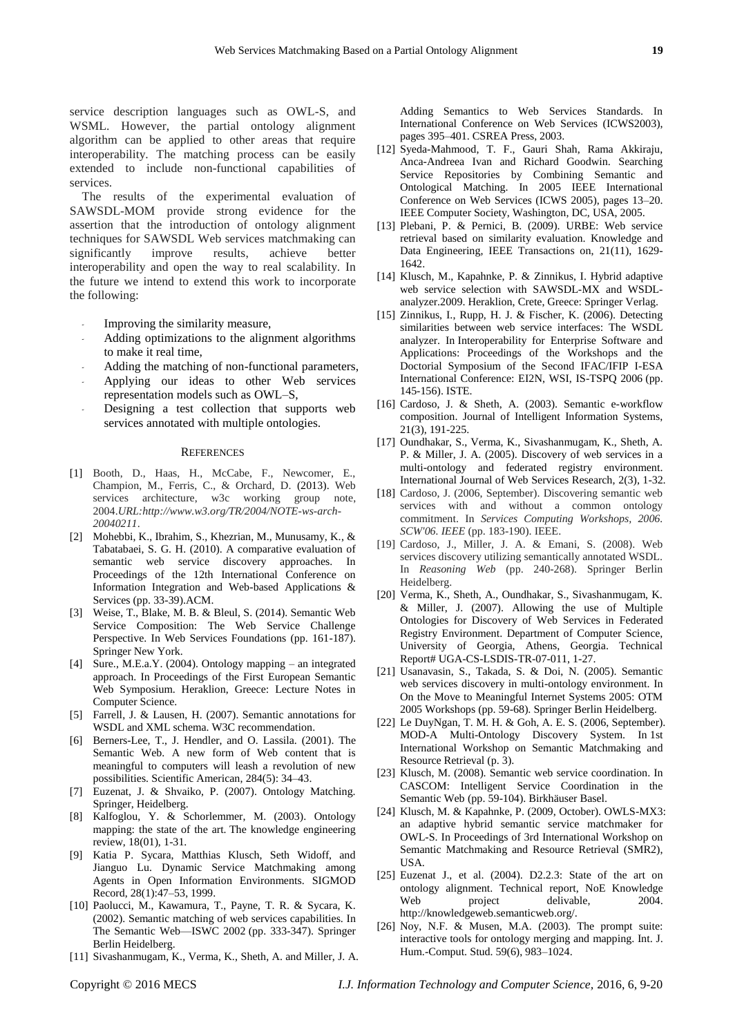service description languages such as OWL-S, and WSML. However, the partial ontology alignment algorithm can be applied to other areas that require interoperability. The matching process can be easily extended to include non-functional capabilities of services.

The results of the experimental evaluation of SAWSDL-MOM provide strong evidence for the assertion that the introduction of ontology alignment techniques for SAWSDL Web services matchmaking can significantly improve results, achieve better interoperability and open the way to real scalability. In the future we intend to extend this work to incorporate the following:

- Improving the similarity measure,
- Adding optimizations to the alignment algorithms to make it real time,
- Adding the matching of non-functional parameters,
- Applying our ideas to other Web services representation models such as OWL–S,
- Designing a test collection that supports web services annotated with multiple ontologies.

## REFERENCES

[1] Booth, D., Haas, H., McCabe, F., Newcomer, E., Champion, M., Ferris, C., & Orchard, D. (2013). Web services architecture, w3c working group note, 2004.*URL:http://www.w3.org/TR/2004/NOTE-ws-arch-20040211*.

[2] Mohebbi, K., Ibrahim, S., Khezrian, M., Munusamy, K., & Tabatabaei, S. G. H. (2010). A comparative evaluation of semantic web service discovery approaches. In Proceedings of the 12th International Conference on Information Integration and Web-based Applications & Services (pp. 33-39).ACM.

[3] Weise, T., Blake, M. B. & Bleul, S. (2014). Semantic Web Service Composition: The Web Service Challenge Perspective. In Web Services Foundations (pp. 161-187). Springer New York.

[4] Sure., M.E.a.Y. (2004). Ontology mapping – an integrated approach. In Proceedings of the First European Semantic Web Symposium. Heraklion, Greece: Lecture Notes in Computer Science.

[5] Farrell, J. & Lausen, H. (2007). Semantic annotations for WSDL and XML schema. W3C recommendation.

[6] Berners-Lee, T., J. Hendler, and O. Lassila. (2001). The Semantic Web. A new form of Web content that is meaningful to computers will leash a revolution of new possibilities. Scientific American, 284(5): 34–43.

[7] Euzenat, J. & Shvaiko, P. (2007). Ontology Matching. Springer, Heidelberg.

[8] Kalfoglou, Y. & Schorlemmer, M. (2003). Ontology mapping: the state of the art. The knowledge engineering review, 18(01), 1-31.

[9] Katia P. Sycara, Matthias Klusch, Seth Widoff, and Jianguo Lu. Dynamic Service Matchmaking among Agents in Open Information Environments. SIGMOD Record, 28(1):47–53, 1999.

[10] Paolucci, M., Kawamura, T., Payne, T. R. & Sycara, K. (2002). Semantic matching of web services capabilities. In The Semantic Web—ISWC 2002 (pp. 333-347). Springer Berlin Heidelberg.

[11] Sivashanmugam, K., Verma, K., Sheth, A. and Miller, J. A. Adding Semantics to Web Services Standards. In International Conference on Web Services (ICWS2003), pages 395–401. CSREA Press, 2003.

[12] Syeda-Mahmood, T. F., Gauri Shah, Rama Akkiraju, Anca-Andreea Ivan and Richard Goodwin. Searching Service Repositories by Combining Semantic and Ontological Matching. In 2005 IEEE International Conference on Web Services (ICWS 2005), pages 13–20. IEEE Computer Society, Washington, DC, USA, 2005.

[13] Plebani, P. & Pernici, B. (2009). URBE: Web service retrieval based on similarity evaluation. Knowledge and Data Engineering, IEEE Transactions on, 21(11), 1629-1642.

[14] Klusch, M., Kapahnke, P. & Zinnikus, I. Hybrid adaptive web service selection with SAWSDL-MX and WSDL-analyzer.2009. Heraklion, Crete, Greece: Springer Verlag.

[15] Zinnikus, I., Rupp, H. J. & Fischer, K. (2006). Detecting similarities between web service interfaces: The WSDL analyzer. In Interoperability for Enterprise Software and Applications: Proceedings of the Workshops and the Doctorial Symposium of the Second IFAC/IFIP I-ESA International Conference: EI2N, WSI, IS-TSPQ 2006 (pp. 145-156). ISTE.

[16] Cardoso, J. & Sheth, A. (2003). Semantic e-workflow composition. Journal of Intelligent Information Systems, 21(3), 191-225.

[17] Oundhakar, S., Verma, K., Sivashanmugam, K., Sheth, A. P. & Miller, J. A. (2005). Discovery of web services in a multi-ontology and federated registry environment. International Journal of Web Services Research, 2(3), 1-32.

[18] Cardoso, J. (2006, September). Discovering semantic web services with and without a common ontology commitment. In *Services Computing Workshops, 2006. SCW'06. IEEE* (pp. 183-190). IEEE.

[19] Cardoso, J., Miller, J. A. & Emani, S. (2008). Web services discovery utilizing semantically annotated WSDL. In *Reasoning Web* (pp. 240-268). Springer Berlin Heidelberg.

[20] Verma, K., Sheth, A., Oundhakar, S., Sivashanmugam, K. & Miller, J. (2007). Allowing the use of Multiple Ontologies for Discovery of Web Services in Federated Registry Environment. Department of Computer Science, University of Georgia, Athens, Georgia. Technical Report# UGA-CS-LSDIS-TR-07-011, 1-27.

[21] Usanavasin, S., Takada, S. & Doi, N. (2005). Semantic web services discovery in multi-ontology environment. In On the Move to Meaningful Internet Systems 2005: OTM 2005 Workshops (pp. 59-68). Springer Berlin Heidelberg.

[22] Le DuyNgan, T. M. H. & Goh, A. E. S. (2006, September). MOD-A Multi-Ontology Discovery System. In 1st International Workshop on Semantic Matchmaking and Resource Retrieval (p. 3).

[23] Klusch, M. (2008). Semantic web service coordination. In CASCOM: Intelligent Service Coordination in the Semantic Web (pp. 59-104). Birkhäuser Basel.

[24] Klusch, M. & Kapahnke, P. (2009, October). OWLS-MX3: an adaptive hybrid semantic service matchmaker for OWL-S. In Proceedings of 3rd International Workshop on Semantic Matchmaking and Resource Retrieval (SMR2), USA.

[25] Euzenat J., et al. (2004). D2.2.3: State of the art on ontology alignment. Technical report, NoE Knowledge Web project delivable, 2004. http://knowledgeweb.semanticweb.org/.

[26] Noy, N.F. & Musen, M.A. (2003). The prompt suite: interactive tools for ontology merging and mapping. Int. J. Hum.-Comput. Stud. 59(6), 983–1024.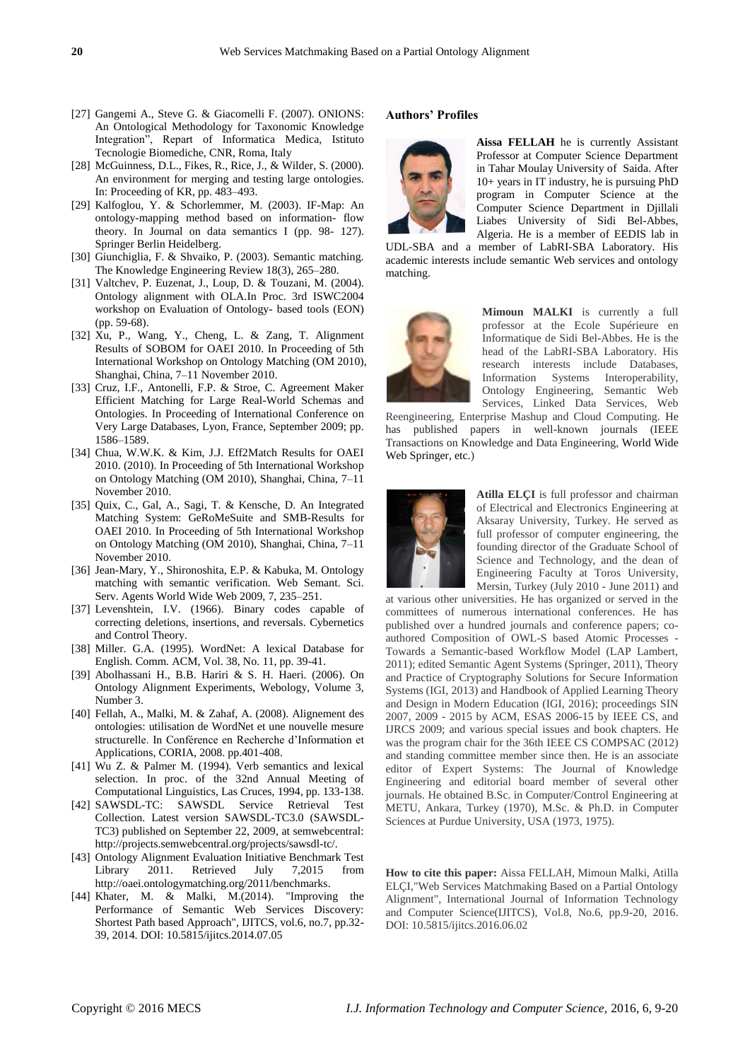[27] Gangemi A., Steve G. & Giacomelli F. (2007). ONIONS: An Ontological Methodology for Taxonomic Knowledge Integration", Repart of Informatica Medica, Istituto Tecnologie Biomediche, CNR, Roma, Italy

[28] McGuinness, D.L., Fikes, R., Rice, J., & Wilder, S. (2000). An environment for merging and testing large ontologies. In: Proceeding of KR, pp. 483–493.

[29] Kalfoglou, Y. & Schorlemmer, M. (2003). IF-Map: An ontology-mapping method based on information- flow theory. In Journal on data semantics I (pp. 98- 127). Springer Berlin Heidelberg.

[30] Giunchiglia, F. & Shvaiko, P. (2003). Semantic matching. The Knowledge Engineering Review 18(3), 265–280.

[31] Valtchev, P. Euzenat, J., Loup, D. & Touzani, M. (2004). Ontology alignment with OLA.In Proc. 3rd ISWC2004 workshop on Evaluation of Ontology- based tools (EON) (pp. 59-68).

[32] Xu, P., Wang, Y., Cheng, L. & Zang, T. Alignment Results of SOBOM for OAEI 2010. In Proceeding of 5th International Workshop on Ontology Matching (OM 2010), Shanghai, China, 7–11 November 2010.

[33] Cruz, I.F., Antonelli, F.P. & Stroe, C. Agreement Maker Efficient Matching for Large Real-World Schemas and Ontologies. In Proceeding of International Conference on Very Large Databases, Lyon, France, September 2009; pp. 1586–1589.

[34] Chua, W.W.K. & Kim, J.J. Eff2Match Results for OAEI 2010. (2010). In Proceeding of 5th International Workshop on Ontology Matching (OM 2010), Shanghai, China, 7–11 November 2010.

[35] Quix, C., Gal, A., Sagi, T. & Kensche, D. An Integrated Matching System: GeRoMeSuite and SMB-Results for OAEI 2010. In Proceeding of 5th International Workshop on Ontology Matching (OM 2010), Shanghai, China, 7–11 November 2010.

[36] Jean-Mary, Y., Shironoshita, E.P. & Kabuka, M. Ontology matching with semantic verification. Web Semant. Sci. Serv. Agents World Wide Web 2009, 7, 235–251.

[37] Levenshtein, I.V. (1966). Binary codes capable of correcting deletions, insertions, and reversals. Cybernetics and Control Theory.

[38] Miller. G.A. (1995). WordNet: A lexical Database for English. Comm. ACM, Vol. 38, No. 11, pp. 39-41.

[39] Abolhassani H., B.B. Hariri & S. H. Haeri. (2006). On Ontology Alignment Experiments, Webology, Volume 3, Number 3.

[40] Fellah, A., Malki, M. & Zahaf, A. (2008). Alignement des ontologies: utilisation de WordNet et une nouvelle mesure structurelle. In Conférence en Recherche d'Information et Applications, CORIA, 2008. pp.401-408.

[41] Wu Z. & Palmer M. (1994). Verb semantics and lexical selection. In proc. of the 32nd Annual Meeting of Computational Linguistics, Las Cruces, 1994, pp. 133-138.

[42] SAWSDL-TC: SAWSDL Service Retrieval Test Collection. Latest version SAWSDL-TC3.0 (SAWSDL-TC3) published on September 22, 2009, at semwebcentral: http://projects.semwebcentral.org/projects/sawsdl-tc/.

[43] Ontology Alignment Evaluation Initiative Benchmark Test Library 2011. Retrieved July 7,2015 from http://oaei.ontologymatching.org/2011/benchmarks.

[44] Khater, M. & Malki, M.(2014). "Improving the Performance of Semantic Web Services Discovery: Shortest Path based Approach", IJITCS, vol.6, no.7, pp.32-39, 2014. DOI: 10.5815/ijitcs.2014.07.05

## Authors' Profiles

**Aissa FELLAH** he is currently Assistant Professor at Computer Science Department in Tahar Moulay University of Saida. After 10+ years in IT industry, he is pursuing PhD program in Computer Science at the Computer Science Department in Djillali Liabes University of Sidi Bel-Abbes, Algeria. He is a member of EEDIS lab in UDL-SBA and a member of LabRI-SBA Laboratory. His academic interests include semantic Web services and ontology matching.

**Mimoun MALKI** is currently a full professor at the Ecole Supérieure en Informatique de Sidi Bel-Abbes. He is the head of the LabRI-SBA Laboratory. His research interests include Databases, Information Systems Interoperability, Ontology Engineering, Semantic Web Services, Linked Data Services, Web Reengineering, Enterprise Mashup and Cloud Computing. He has published papers in well-known journals (IEEE Transactions on Knowledge and Data Engineering, World Wide Web Springer, etc.)

**Atilla ELÇI** is full professor and chairman of Electrical and Electronics Engineering at Aksaray University, Turkey. He served as full professor of computer engineering, the founding director of the Graduate School of Science and Technology, and the dean of Engineering Faculty at Toros University, Mersin, Turkey (July 2010 - June 2011) and at various other universities. He has organized or served in the committees of numerous international conferences. He has published over a hundred journals and conference papers; co-authored Composition of OWL-S based Atomic Processes - Towards a Semantic-based Workflow Model (LAP Lambert, 2011); edited Semantic Agent Systems (Springer, 2011), Theory and Practice of Cryptography Solutions for Secure Information Systems (IGI, 2013) and Handbook of Applied Learning Theory and Design in Modern Education (IGI, 2016); proceedings SIN 2007, 2009 - 2015 by ACM, ESAS 2006-15 by IEEE CS, and IJRCS 2009; and various special issues and book chapters. He was the program chair for the 36th IEEE CS COMPSAC (2012) and standing committee member since then. He is an associate editor of Expert Systems: The Journal of Knowledge Engineering and editorial board member of several other journals. He obtained B.Sc. in Computer/Control Engineering at METU, Ankara, Turkey (1970), M.Sc. & Ph.D. in Computer Sciences at Purdue University, USA (1973, 1975).

**How to cite this paper:** Aissa FELLAH, Mimoun Malki, Atilla ELÇI,"Web Services Matchmaking Based on a Partial Ontology Alignment", International Journal of Information Technology and Computer Science(IJITCS), Vol.8, No.6, pp.9-20, 2016. DOI: 10.5815/ijitcs.2016.06.02